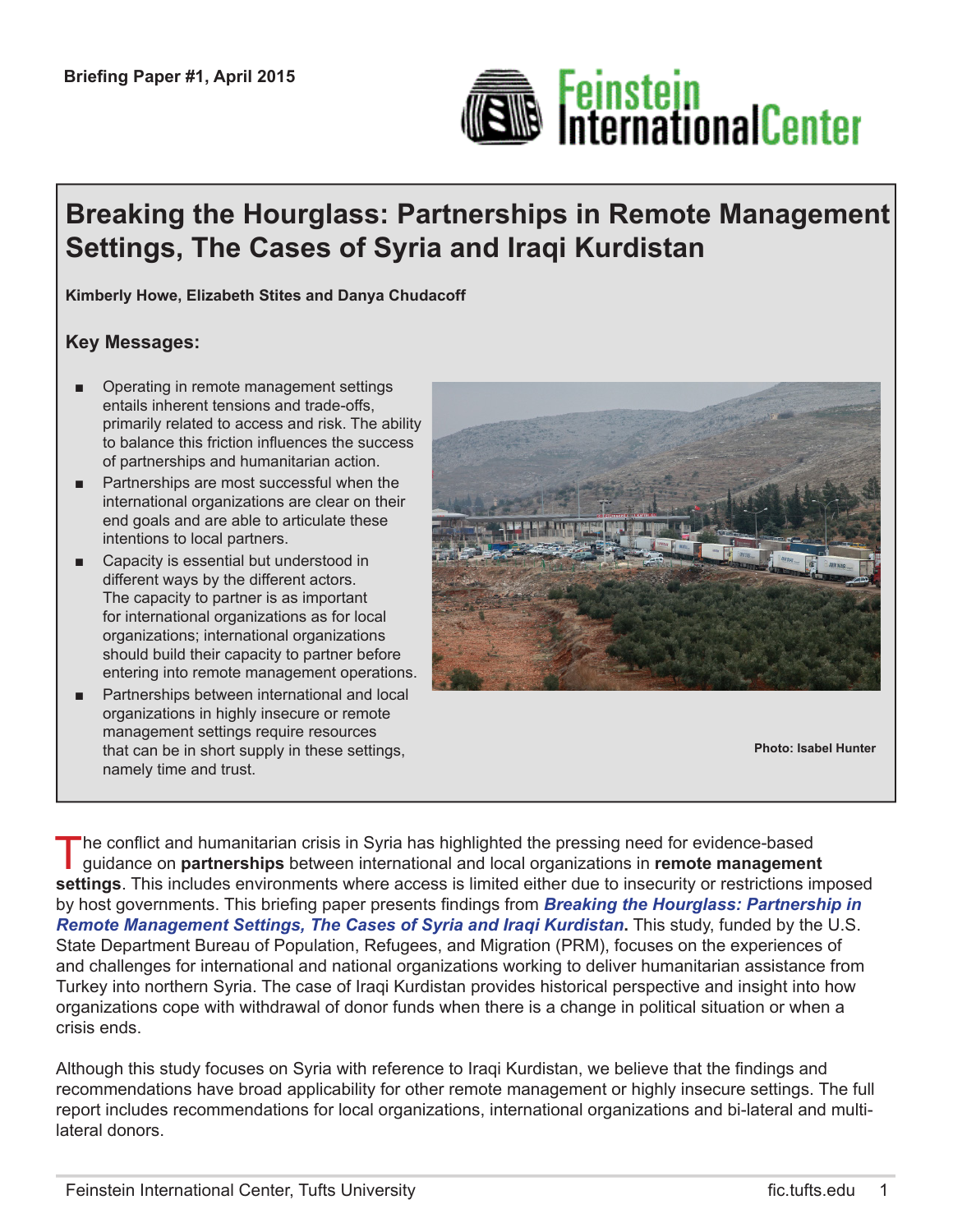Briefing Paper #1, April 2015

# Breaking the Hourglass: Partnerships in Remote Management Settings, The Cases of Syria and Iraqi Kurdistan

**Kimberly Howe, Elizabeth Stites and Danya Chudacoff**

## Key Messages:

- Operating in remote management settings entails inherent tensions and trade-offs, primarily related to access and risk. The ability to balance this friction influences the success of partnerships and humanitarian action.
- Partnerships are most successful when the international organizations are clear on their end goals and are able to articulate these intentions to local partners.
- Capacity is essential but understood in different ways by the different actors. The capacity to partner is as important for international organizations as for local organizations; international organizations should build their capacity to partner before entering into remote management operations.
- Partnerships between international and local organizations in highly insecure or remote management settings require resources that can be in short supply in these settings, namely time and trust.

**Photo: Isabel Hunter**

The conflict and humanitarian crisis in Syria has highlighted the pressing need for evidence-based guidance on **partnerships** between international and local organizations in **remote management settings**. This includes environments where access is limited either due to insecurity or restrictions imposed by host governments. This briefing paper presents findings from ***Breaking the Hourglass: Partnership in Remote Management Settings, The Cases of Syria and Iraqi Kurdistan*.** This study, funded by the U.S. State Department Bureau of Population, Refugees, and Migration (PRM), focuses on the experiences of and challenges for international and national organizations working to deliver humanitarian assistance from Turkey into northern Syria. The case of Iraqi Kurdistan provides historical perspective and insight into how organizations cope with withdrawal of donor funds when there is a change in political situation or when a crisis ends.

Although this study focuses on Syria with reference to Iraqi Kurdistan, we believe that the findings and recommendations have broad applicability for other remote management or highly insecure settings. The full report includes recommendations for local organizations, international organizations and bi-lateral and multi-lateral donors.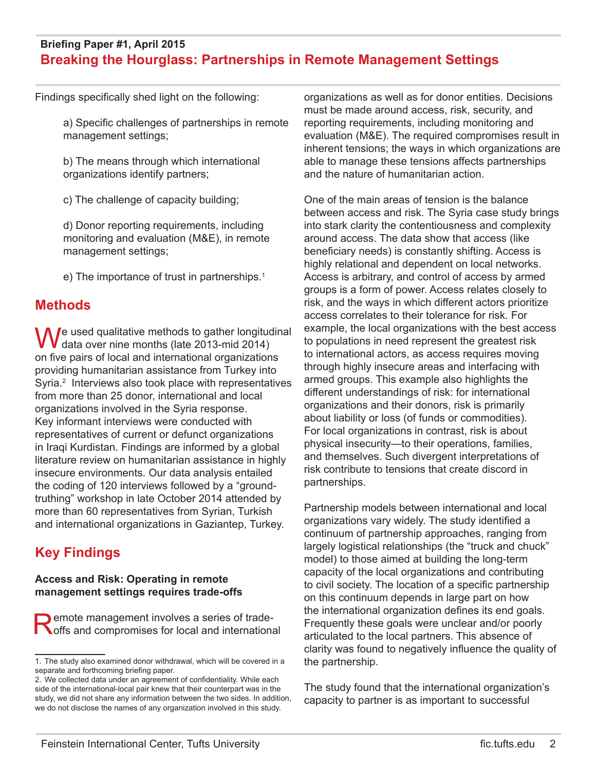Findings specifically shed light on the following:

a) Specific challenges of partnerships in remote management settings;

b) The means through which international organizations identify partners;

c) The challenge of capacity building;

d) Donor reporting requirements, including monitoring and evaluation (M&E), in remote management settings;

e) The importance of trust in partnerships.[1]

## Methods

We used qualitative methods to gather longitudinal data over nine months (late 2013-mid 2014) on five pairs of local and international organizations providing humanitarian assistance from Turkey into Syria.[2] Interviews also took place with representatives from more than 25 donor, international and local organizations involved in the Syria response. Key informant interviews were conducted with representatives of current or defunct organizations in Iraqi Kurdistan. Findings are informed by a global literature review on humanitarian assistance in highly insecure environments. Our data analysis entailed the coding of 120 interviews followed by a "ground-truthing" workshop in late October 2014 attended by more than 60 representatives from Syrian, Turkish and international organizations in Gaziantep, Turkey.

## Key Findings

**Access and Risk: Operating in remote management settings requires trade-offs**

Remote management involves a series of trade-offs and compromises for local and international organizations as well as for donor entities. Decisions must be made around access, risk, security, and reporting requirements, including monitoring and evaluation (M&E). The required compromises result in inherent tensions; the ways in which organizations are able to manage these tensions affects partnerships and the nature of humanitarian action.

One of the main areas of tension is the balance between access and risk. The Syria case study brings into stark clarity the contentiousness and complexity around access. The data show that access (like beneficiary needs) is constantly shifting. Access is highly relational and dependent on local networks. Access is arbitrary, and control of access by armed groups is a form of power. Access relates closely to risk, and the ways in which different actors prioritize access correlates to their tolerance for risk. For example, the local organizations with the best access to populations in need represent the greatest risk to international actors, as access requires moving through highly insecure areas and interfacing with armed groups. This example also highlights the different understandings of risk: for international organizations and their donors, risk is primarily about liability or loss (of funds or commodities). For local organizations in contrast, risk is about physical insecurity—to their operations, families, and themselves. Such divergent interpretations of risk contribute to tensions that create discord in partnerships.

Partnership models between international and local organizations vary widely. The study identified a continuum of partnership approaches, ranging from largely logistical relationships (the "truck and chuck" model) to those aimed at building the long-term capacity of the local organizations and contributing to civil society. The location of a specific partnership on this continuum depends in large part on how the international organization defines its end goals. Frequently these goals were unclear and/or poorly articulated to the local partners. This absence of clarity was found to negatively influence the quality of the partnership.

The study found that the international organization's capacity to partner is as important to successful

---

1. The study also examined donor withdrawal, which will be covered in a separate and forthcoming briefing paper.

2. We collected data under an agreement of confidentiality. While each side of the international-local pair knew that their counterpart was in the study, we did not share any information between the two sides. In addition, we do not disclose the names of any organization involved in this study.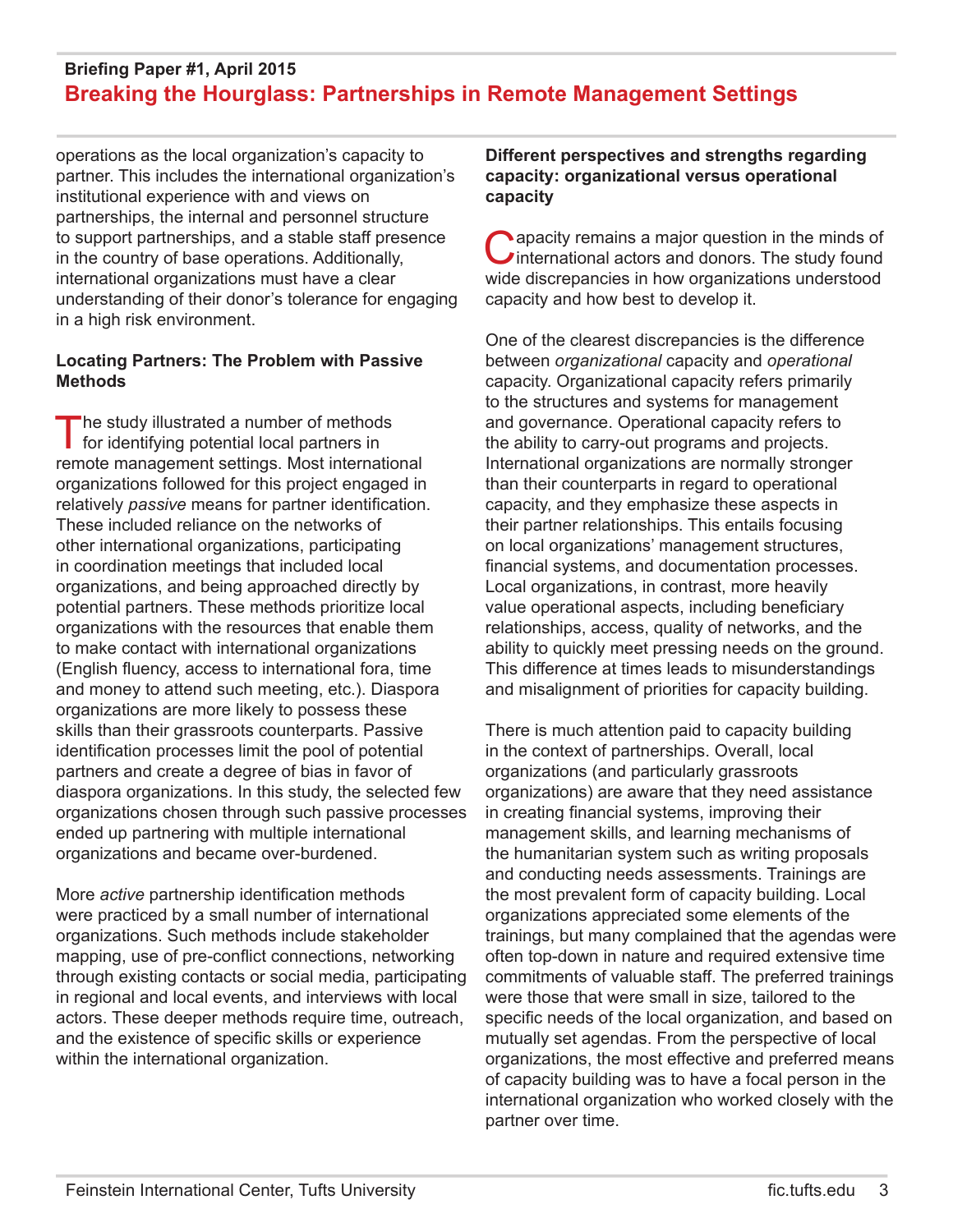operations as the local organization's capacity to partner. This includes the international organization's institutional experience with and views on partnerships, the internal and personnel structure to support partnerships, and a stable staff presence in the country of base operations. Additionally, international organizations must have a clear understanding of their donor's tolerance for engaging in a high risk environment.

### Locating Partners: The Problem with Passive Methods

The study illustrated a number of methods for identifying potential local partners in remote management settings. Most international organizations followed for this project engaged in relatively *passive* means for partner identification. These included reliance on the networks of other international organizations, participating in coordination meetings that included local organizations, and being approached directly by potential partners. These methods prioritize local organizations with the resources that enable them to make contact with international organizations (English fluency, access to international fora, time and money to attend such meeting, etc.). Diaspora organizations are more likely to possess these skills than their grassroots counterparts. Passive identification processes limit the pool of potential partners and create a degree of bias in favor of diaspora organizations. In this study, the selected few organizations chosen through such passive processes ended up partnering with multiple international organizations and became over-burdened.

More *active* partnership identification methods were practiced by a small number of international organizations. Such methods include stakeholder mapping, use of pre-conflict connections, networking through existing contacts or social media, participating in regional and local events, and interviews with local actors. These deeper methods require time, outreach, and the existence of specific skills or experience within the international organization.

### Different perspectives and strengths regarding capacity: organizational versus operational capacity

Capacity remains a major question in the minds of international actors and donors. The study found wide discrepancies in how organizations understood capacity and how best to develop it.

One of the clearest discrepancies is the difference between *organizational* capacity and *operational* capacity. Organizational capacity refers primarily to the structures and systems for management and governance. Operational capacity refers to the ability to carry-out programs and projects. International organizations are normally stronger than their counterparts in regard to operational capacity, and they emphasize these aspects in their partner relationships. This entails focusing on local organizations' management structures, financial systems, and documentation processes. Local organizations, in contrast, more heavily value operational aspects, including beneficiary relationships, access, quality of networks, and the ability to quickly meet pressing needs on the ground. This difference at times leads to misunderstandings and misalignment of priorities for capacity building.

There is much attention paid to capacity building in the context of partnerships. Overall, local organizations (and particularly grassroots organizations) are aware that they need assistance in creating financial systems, improving their management skills, and learning mechanisms of the humanitarian system such as writing proposals and conducting needs assessments. Trainings are the most prevalent form of capacity building. Local organizations appreciated some elements of the trainings, but many complained that the agendas were often top-down in nature and required extensive time commitments of valuable staff. The preferred trainings were those that were small in size, tailored to the specific needs of the local organization, and based on mutually set agendas. From the perspective of local organizations, the most effective and preferred means of capacity building was to have a focal person in the international organization who worked closely with the partner over time.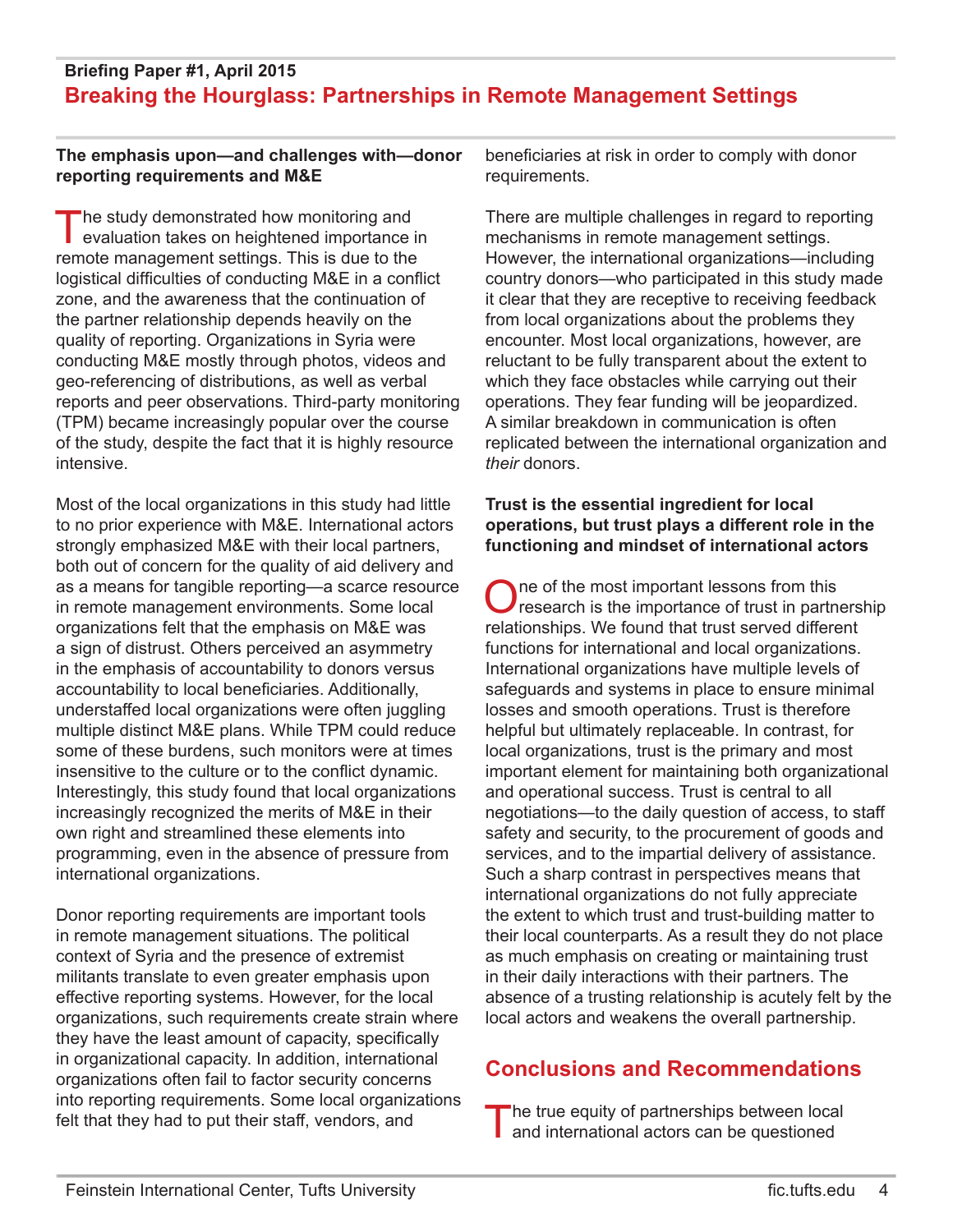**The emphasis upon—and challenges with—donor reporting requirements and M&E**

The study demonstrated how monitoring and evaluation takes on heightened importance in remote management settings. This is due to the logistical difficulties of conducting M&E in a conflict zone, and the awareness that the continuation of the partner relationship depends heavily on the quality of reporting. Organizations in Syria were conducting M&E mostly through photos, videos and geo-referencing of distributions, as well as verbal reports and peer observations. Third-party monitoring (TPM) became increasingly popular over the course of the study, despite the fact that it is highly resource intensive.

Most of the local organizations in this study had little to no prior experience with M&E. International actors strongly emphasized M&E with their local partners, both out of concern for the quality of aid delivery and as a means for tangible reporting—a scarce resource in remote management environments. Some local organizations felt that the emphasis on M&E was a sign of distrust. Others perceived an asymmetry in the emphasis of accountability to donors versus accountability to local beneficiaries. Additionally, understaffed local organizations were often juggling multiple distinct M&E plans. While TPM could reduce some of these burdens, such monitors were at times insensitive to the culture or to the conflict dynamic. Interestingly, this study found that local organizations increasingly recognized the merits of M&E in their own right and streamlined these elements into programming, even in the absence of pressure from international organizations.

Donor reporting requirements are important tools in remote management situations. The political context of Syria and the presence of extremist militants translate to even greater emphasis upon effective reporting systems. However, for the local organizations, such requirements create strain where they have the least amount of capacity, specifically in organizational capacity. In addition, international organizations often fail to factor security concerns into reporting requirements. Some local organizations felt that they had to put their staff, vendors, and beneficiaries at risk in order to comply with donor requirements.

There are multiple challenges in regard to reporting mechanisms in remote management settings. However, the international organizations—including country donors—who participated in this study made it clear that they are receptive to receiving feedback from local organizations about the problems they encounter. Most local organizations, however, are reluctant to be fully transparent about the extent to which they face obstacles while carrying out their operations. They fear funding will be jeopardized. A similar breakdown in communication is often replicated between the international organization and *their* donors.

**Trust is the essential ingredient for local operations, but trust plays a different role in the functioning and mindset of international actors**

One of the most important lessons from this research is the importance of trust in partnership relationships. We found that trust served different functions for international and local organizations. International organizations have multiple levels of safeguards and systems in place to ensure minimal losses and smooth operations. Trust is therefore helpful but ultimately replaceable. In contrast, for local organizations, trust is the primary and most important element for maintaining both organizational and operational success. Trust is central to all negotiations—to the daily question of access, to staff safety and security, to the procurement of goods and services, and to the impartial delivery of assistance. Such a sharp contrast in perspectives means that international organizations do not fully appreciate the extent to which trust and trust-building matter to their local counterparts. As a result they do not place as much emphasis on creating or maintaining trust in their daily interactions with their partners. The absence of a trusting relationship is acutely felt by the local actors and weakens the overall partnership.

## Conclusions and Recommendations

The true equity of partnerships between local and international actors can be questioned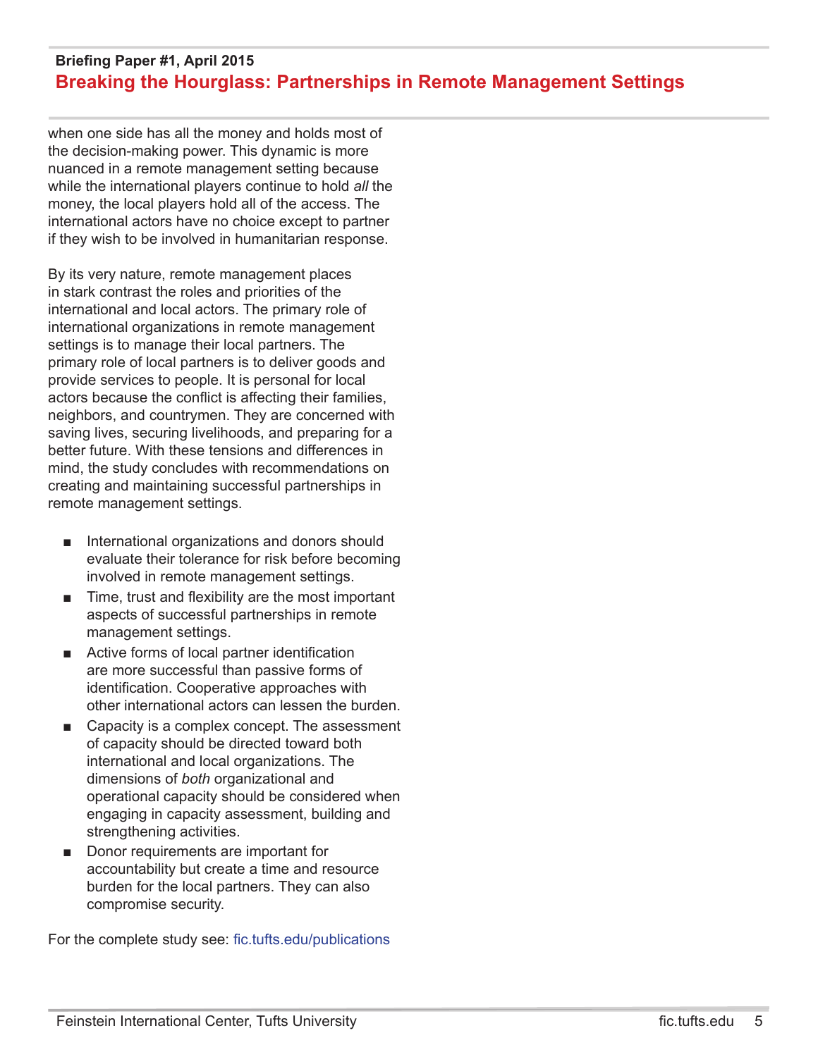when one side has all the money and holds most of the decision-making power. This dynamic is more nuanced in a remote management setting because while the international players continue to hold *all* the money, the local players hold all of the access. The international actors have no choice except to partner if they wish to be involved in humanitarian response.

By its very nature, remote management places in stark contrast the roles and priorities of the international and local actors. The primary role of international organizations in remote management settings is to manage their local partners. The primary role of local partners is to deliver goods and provide services to people. It is personal for local actors because the conflict is affecting their families, neighbors, and countrymen. They are concerned with saving lives, securing livelihoods, and preparing for a better future. With these tensions and differences in mind, the study concludes with recommendations on creating and maintaining successful partnerships in remote management settings.

- International organizations and donors should evaluate their tolerance for risk before becoming involved in remote management settings.
- Time, trust and flexibility are the most important aspects of successful partnerships in remote management settings.
- Active forms of local partner identification are more successful than passive forms of identification. Cooperative approaches with other international actors can lessen the burden.
- Capacity is a complex concept. The assessment of capacity should be directed toward both international and local organizations. The dimensions of *both* organizational and operational capacity should be considered when engaging in capacity assessment, building and strengthening activities.
- Donor requirements are important for accountability but create a time and resource burden for the local partners. They can also compromise security.

For the complete study see: fic.tufts.edu/publications